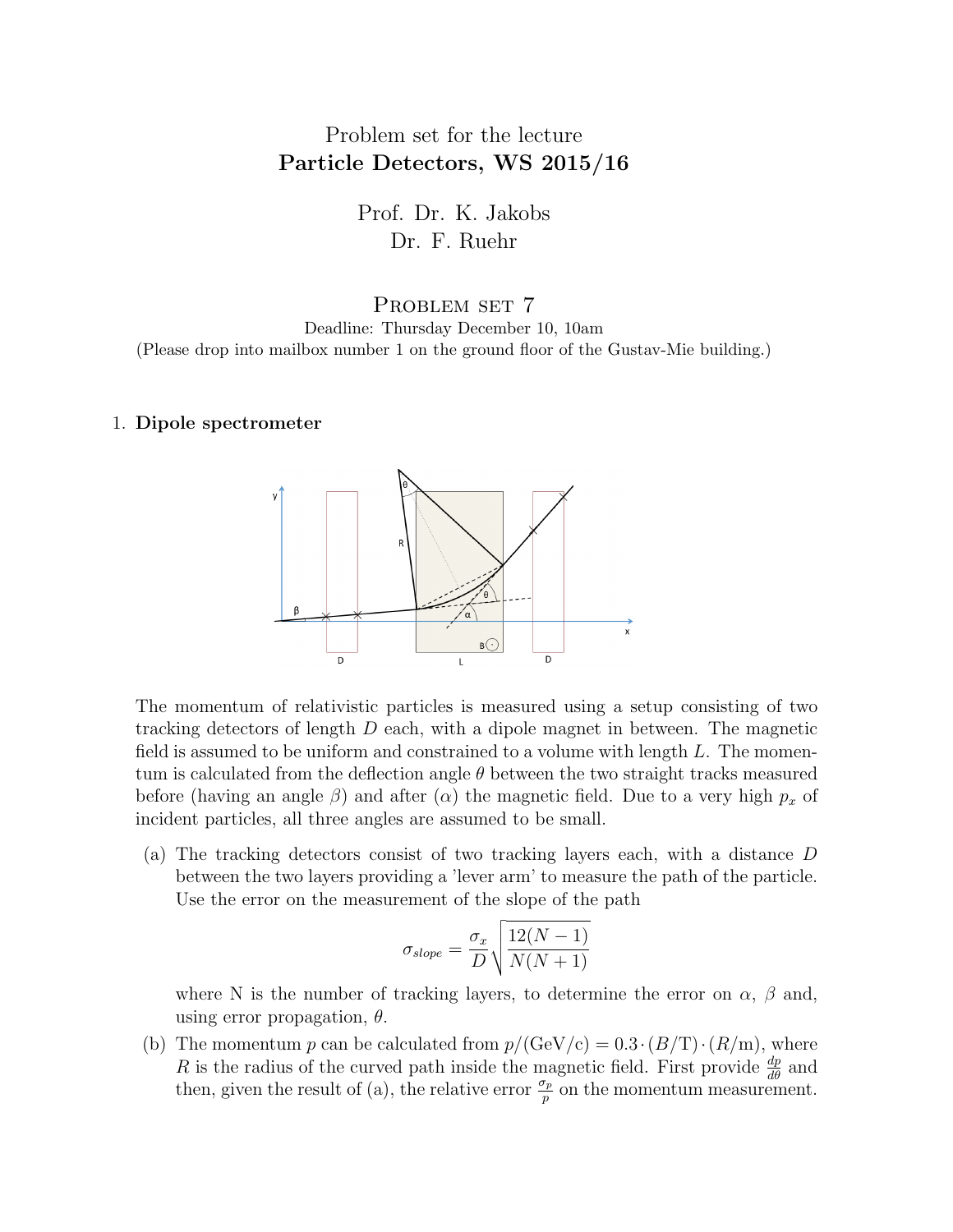Problem set for the lecture

**Particle Detectors, WS 2015/16**

Prof. Dr. K. Jakobs

Dr. F. Ruehr

# Problem set 7

Deadline: Thursday December 10, 10am

(Please drop into mailbox number 1 on the ground floor of the Gustav-Mie building.)

1. **Dipole spectrometer**

The momentum of relativistic particles is measured using a setup consisting of two tracking detectors of length $D$ each, with a dipole magnet in between. The magnetic field is assumed to be uniform and constrained to a volume with length $L$. The momentum is calculated from the deflection angle $\theta$ between the two straight tracks measured before (having an angle $\beta$) and after ($\alpha$) the magnetic field. Due to a very high $p_x$ of incident particles, all three angles are assumed to be small.

(a) The tracking detectors consist of two tracking layers each, with a distance $D$ between the two layers providing a 'lever arm' to measure the path of the particle. Use the error on the measurement of the slope of the path

$$\sigma_{slope} = \frac{\sigma_x}{D}\sqrt{\frac{12(N-1)}{N(N+1)}}$$

where N is the number of tracking layers, to determine the error on $\alpha$, $\beta$ and, using error propagation, $\theta$.

(b) The momentum $p$ can be calculated from $p/(\mathrm{GeV/c}) = 0.3 \cdot (B/\mathrm{T}) \cdot (R/\mathrm{m})$, where $R$ is the radius of the curved path inside the magnetic field. First provide $\frac{dp}{d\theta}$ and then, given the result of (a), the relative error $\frac{\sigma_p}{p}$ on the momentum measurement.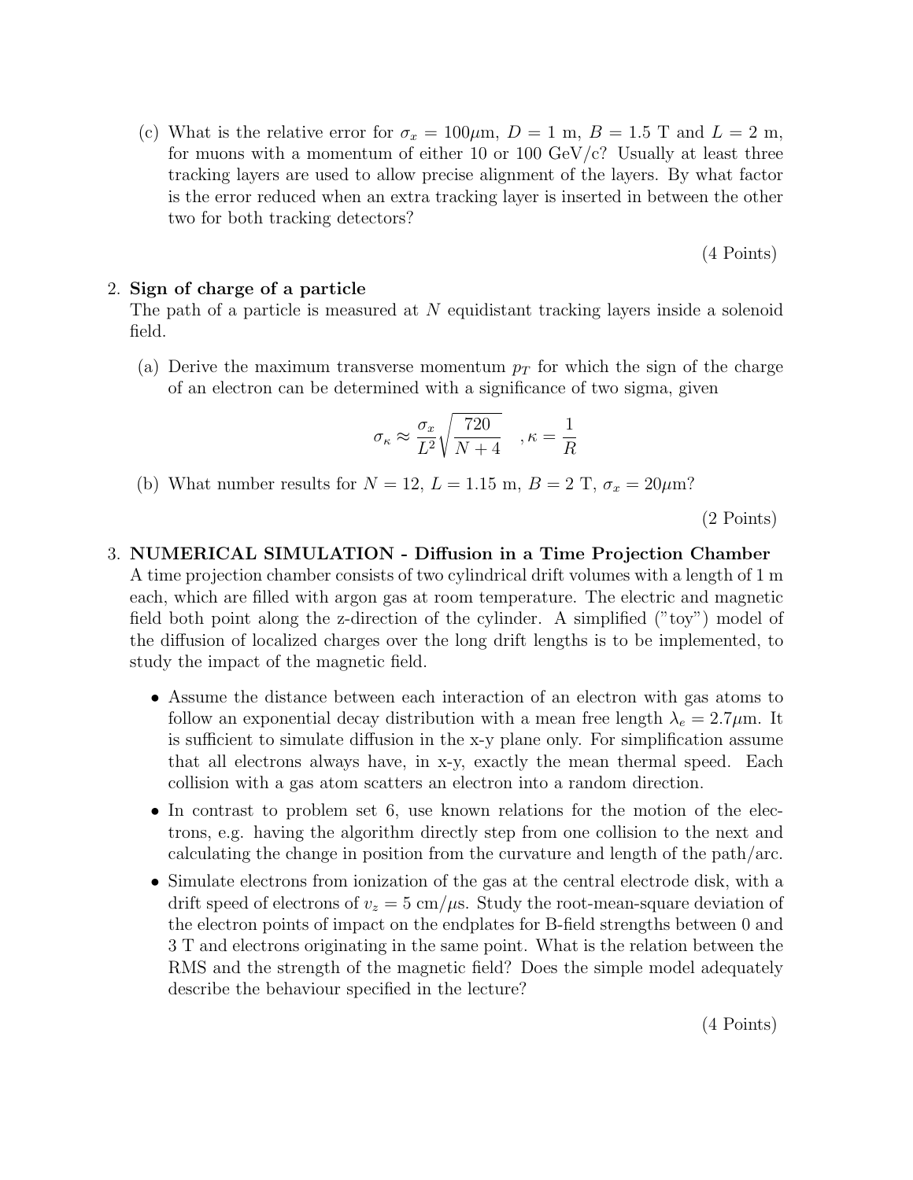(c) What is the relative error for $\sigma_x = 100\mu$m, $D = 1$ m, $B = 1.5$ T and $L = 2$ m, for muons with a momentum of either 10 or 100 GeV/c? Usually at least three tracking layers are used to allow precise alignment of the layers. By what factor is the error reduced when an extra tracking layer is inserted in between the other two for both tracking detectors?

(4 Points)

2. **Sign of charge of a particle**

   The path of a particle is measured at $N$ equidistant tracking layers inside a solenoid field.

   (a) Derive the maximum transverse momentum $p_T$ for which the sign of the charge of an electron can be determined with a significance of two sigma, given

   $$\sigma_\kappa \approx \frac{\sigma_x}{L^2}\sqrt{\frac{720}{N+4}} \quad , \kappa = \frac{1}{R}$$

   (b) What number results for $N = 12$, $L = 1.15$ m, $B = 2$ T, $\sigma_x = 20\mu$m?

   (2 Points)

3. **NUMERICAL SIMULATION - Diffusion in a Time Projection Chamber**

   A time projection chamber consists of two cylindrical drift volumes with a length of 1 m each, which are filled with argon gas at room temperature. The electric and magnetic field both point along the z-direction of the cylinder. A simplified ("toy") model of the diffusion of localized charges over the long drift lengths is to be implemented, to study the impact of the magnetic field.

   - Assume the distance between each interaction of an electron with gas atoms to follow an exponential decay distribution with a mean free length $\lambda_e = 2.7\mu$m. It is sufficient to simulate diffusion in the x-y plane only. For simplification assume that all electrons always have, in x-y, exactly the mean thermal speed. Each collision with a gas atom scatters an electron into a random direction.
   - In contrast to problem set 6, use known relations for the motion of the electrons, e.g. having the algorithm directly step from one collision to the next and calculating the change in position from the curvature and length of the path/arc.
   - Simulate electrons from ionization of the gas at the central electrode disk, with a drift speed of electrons of $v_z = 5$ cm/$\mu$s. Study the root-mean-square deviation of the electron points of impact on the endplates for B-field strengths between 0 and 3 T and electrons originating in the same point. What is the relation between the RMS and the strength of the magnetic field? Does the simple model adequately describe the behaviour specified in the lecture?

   (4 Points)